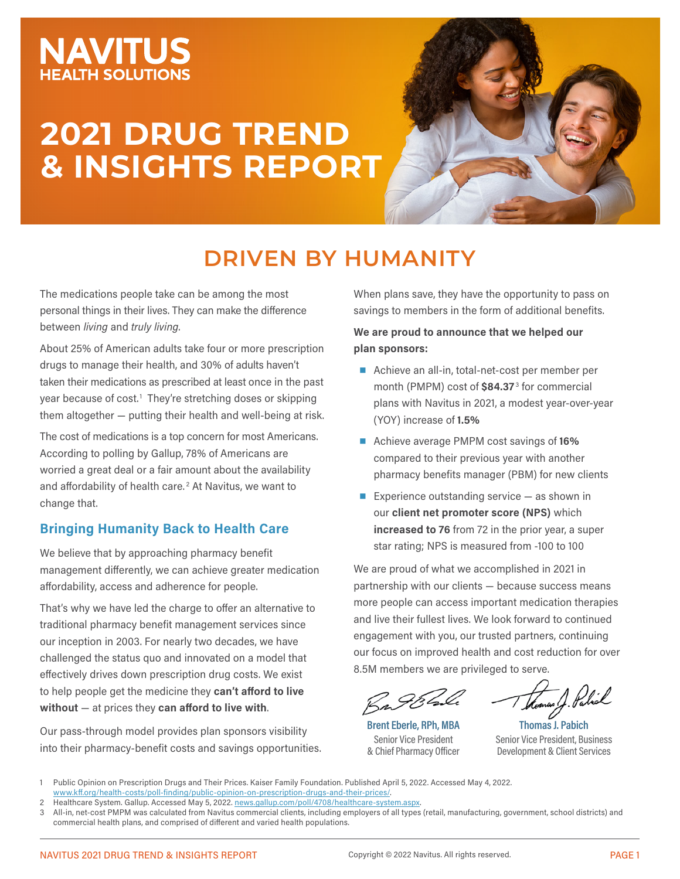NAVITUS
HEALTH SOLUTIONS

# 2021 DRUG TREND & INSIGHTS REPORT

## DRIVEN BY HUMANITY

The medications people take can be among the most personal things in their lives. They can make the difference between *living* and *truly living*.

About 25% of American adults take four or more prescription drugs to manage their health, and 30% of adults haven't taken their medications as prescribed at least once in the past year because of cost.[1] They're stretching doses or skipping them altogether — putting their health and well-being at risk.

The cost of medications is a top concern for most Americans. According to polling by Gallup, 78% of Americans are worried a great deal or a fair amount about the availability and affordability of health care.[2] At Navitus, we want to change that.

### Bringing Humanity Back to Health Care

We believe that by approaching pharmacy benefit management differently, we can achieve greater medication affordability, access and adherence for people.

That's why we have led the charge to offer an alternative to traditional pharmacy benefit management services since our inception in 2003. For nearly two decades, we have challenged the status quo and innovated on a model that effectively drives down prescription drug costs. We exist to help people get the medicine they **can't afford to live without** — at prices they **can afford to live with**.

Our pass-through model provides plan sponsors visibility into their pharmacy-benefit costs and savings opportunities. When plans save, they have the opportunity to pass on savings to members in the form of additional benefits.

**We are proud to announce that we helped our plan sponsors:**

- Achieve an all-in, total-net-cost per member per month (PMPM) cost of **$84.37**[3] for commercial plans with Navitus in 2021, a modest year-over-year (YOY) increase of **1.5%**
- Achieve average PMPM cost savings of **16%** compared to their previous year with another pharmacy benefits manager (PBM) for new clients
- Experience outstanding service — as shown in our **client net promoter score (NPS)** which **increased to 76** from 72 in the prior year, a super star rating; NPS is measured from -100 to 100

We are proud of what we accomplished in 2021 in partnership with our clients — because success means more people can access important medication therapies and live their fullest lives. We look forward to continued engagement with you, our trusted partners, continuing our focus on improved health and cost reduction for over 8.5M members we are privileged to serve.

**Brent Eberle, RPh, MBA**
Senior Vice President & Chief Pharmacy Officer

**Thomas J. Pabich**
Senior Vice President, Business Development & Client Services

1 Public Opinion on Prescription Drugs and Their Prices. Kaiser Family Foundation. Published April 5, 2022. Accessed May 4, 2022. www.kff.org/health-costs/poll-finding/public-opinion-on-prescription-drugs-and-their-prices/.
2 Healthcare System. Gallup. Accessed May 5, 2022. news.gallup.com/poll/4708/healthcare-system.aspx.
3 All-in, net-cost PMPM was calculated from Navitus commercial clients, including employers of all types (retail, manufacturing, government, school districts) and commercial health plans, and comprised of different and varied health populations.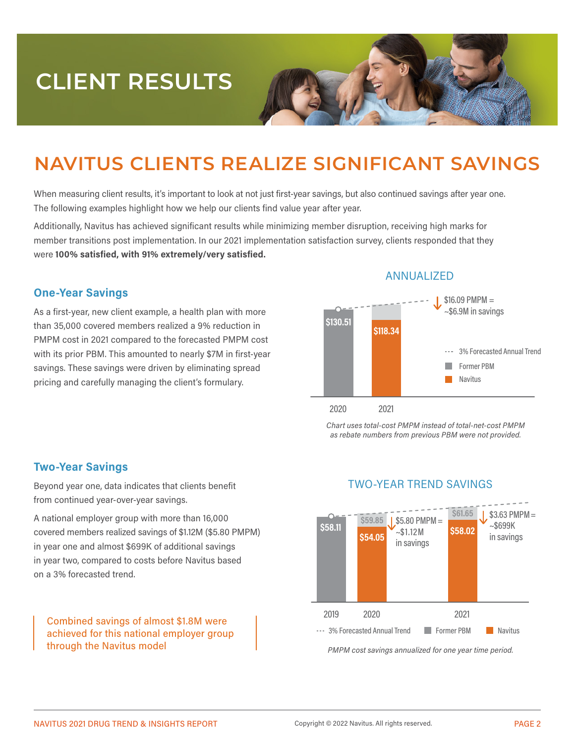# CLIENT RESULTS

## NAVITUS CLIENTS REALIZE SIGNIFICANT SAVINGS

When measuring client results, it's important to look at not just first-year savings, but also continued savings after year one. The following examples highlight how we help our clients find value year after year.

Additionally, Navitus has achieved significant results while minimizing member disruption, receiving high marks for member transitions post implementation. In our 2021 implementation satisfaction survey, clients responded that they were **100% satisfied, with 91% extremely/very satisfied.**

### One-Year Savings

As a first-year, new client example, a health plan with more than 35,000 covered members realized a 9% reduction in PMPM cost in 2021 compared to the forecasted PMPM cost with its prior PBM. This amounted to nearly $7M in first-year savings. These savings were driven by eliminating spread pricing and carefully managing the client's formulary.

ANNUALIZED

| Year | Former PBM | Navitus |
| --- | --- | --- |
| 2020 | $130.51 | |
| 2021 | | $118.34 |

$16.09 PMPM = ~$6.9M in savings

--- 3% Forecasted Annual Trend · Former PBM · Navitus

*Chart uses total-cost PMPM instead of total-net-cost PMPM as rebate numbers from previous PBM were not provided.*

### Two-Year Savings

Beyond year one, data indicates that clients benefit from continued year-over-year savings.

A national employer group with more than 16,000 covered members realized savings of $1.12M ($5.80 PMPM) in year one and almost $699K of additional savings in year two, compared to costs before Navitus based on a 3% forecasted trend.

> Combined savings of almost $1.8M were achieved for this national employer group through the Navitus model

TWO-YEAR TREND SAVINGS

| Year | Former PBM | 3% Forecasted Trend | Navitus | Savings |
| --- | --- | --- | --- | --- |
| 2019 | $58.11 | | | |
| 2020 | | $59.85 | $54.05 | $5.80 PMPM = ~$1.12M in savings |
| 2021 | | $61.65 | $58.02 | $3.63 PMPM = ~$699K in savings |

--- 3% Forecasted Annual Trend · Former PBM · Navitus

*PMPM cost savings annualized for one year time period.*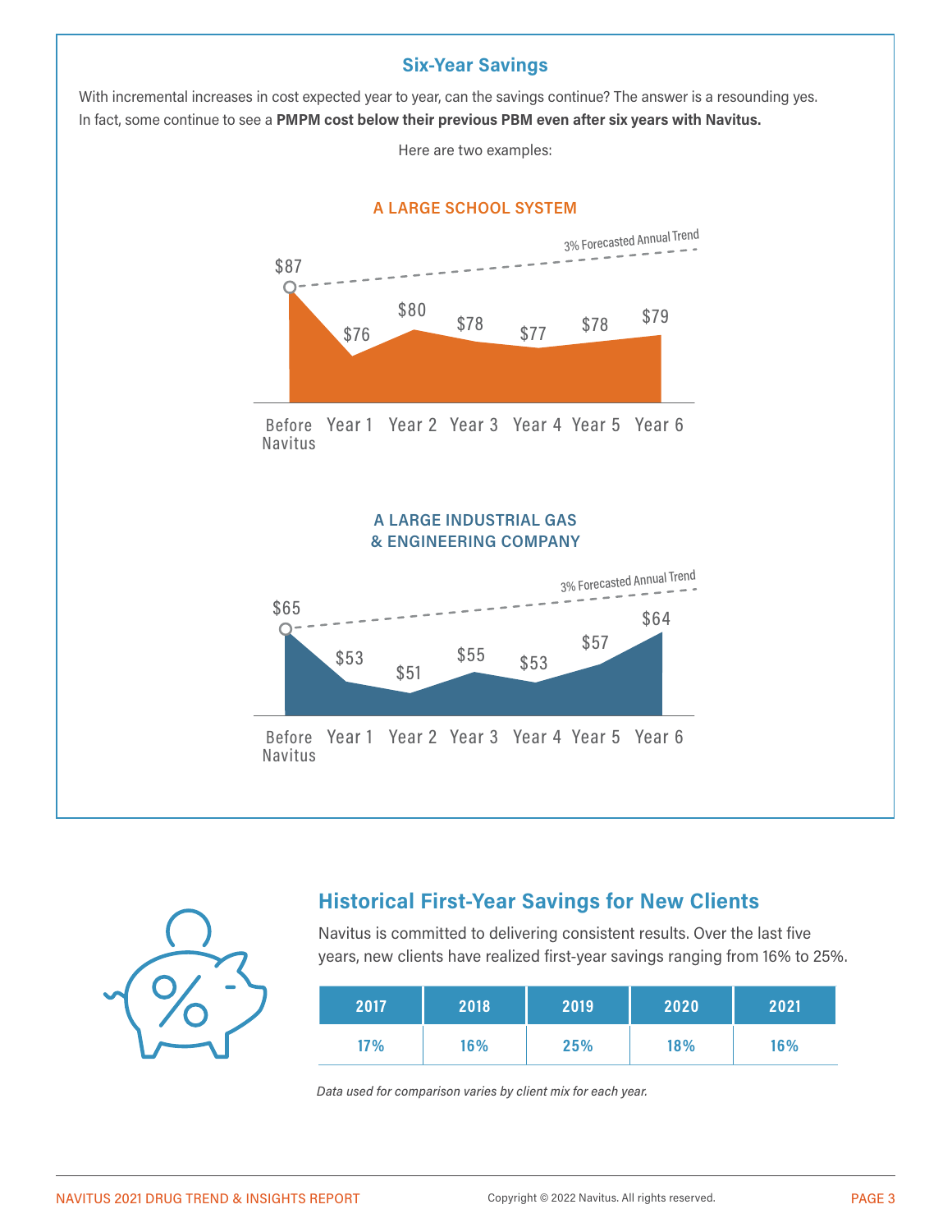## Six-Year Savings

With incremental increases in cost expected year to year, can the savings continue? The answer is a resounding yes. In fact, some continue to see a **PMPM cost below their previous PBM even after six years with Navitus.**

Here are two examples:

### A LARGE SCHOOL SYSTEM

3% Forecasted Annual Trend

| Before Navitus | Year 1 | Year 2 | Year 3 | Year 4 | Year 5 | Year 6 |
|---|---|---|---|---|---|---|
| $87 | $76 | $80 | $78 | $77 | $78 | $79 |

### A LARGE INDUSTRIAL GAS & ENGINEERING COMPANY

3% Forecasted Annual Trend

| Before Navitus | Year 1 | Year 2 | Year 3 | Year 4 | Year 5 | Year 6 |
|---|---|---|---|---|---|---|
| $65 | $53 | $51 | $55 | $53 | $57 | $64 |

## Historical First-Year Savings for New Clients

Navitus is committed to delivering consistent results. Over the last five years, new clients have realized first-year savings ranging from 16% to 25%.

| 2017 | 2018 | 2019 | 2020 | 2021 |
|---|---|---|---|---|
| 17% | 16% | 25% | 18% | 16% |

*Data used for comparison varies by client mix for each year.*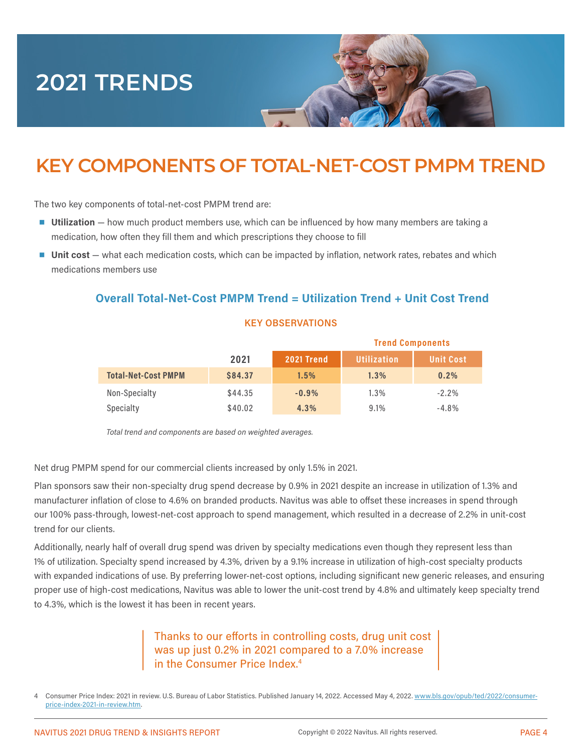# 2021 TRENDS

## KEY COMPONENTS OF TOTAL-NET-COST PMPM TREND

The two key components of total-net-cost PMPM trend are:

- **Utilization** — how much product members use, which can be influenced by how many members are taking a medication, how often they fill them and which prescriptions they choose to fill
- **Unit cost** — what each medication costs, which can be impacted by inflation, network rates, rebates and which medications members use

### Overall Total-Net-Cost PMPM Trend = Utilization Trend + Unit Cost Trend

#### KEY OBSERVATIONS

| | 2021 | 2021 Trend | Trend Components | |
|---|---|---|---|---|
| | | | Utilization | Unit Cost |
| **Total-Net-Cost PMPM** | **$84.37** | **1.5%** | **1.3%** | **0.2%** |
| Non-Specialty | $44.35 | **-0.9%** | 1.3% | -2.2% |
| Specialty | $40.02 | **4.3%** | 9.1% | -4.8% |

*Total trend and components are based on weighted averages.*

Net drug PMPM spend for our commercial clients increased by only 1.5% in 2021.

Plan sponsors saw their non-specialty drug spend decrease by 0.9% in 2021 despite an increase in utilization of 1.3% and manufacturer inflation of close to 4.6% on branded products. Navitus was able to offset these increases in spend through our 100% pass-through, lowest-net-cost approach to spend management, which resulted in a decrease of 2.2% in unit-cost trend for our clients.

Additionally, nearly half of overall drug spend was driven by specialty medications even though they represent less than 1% of utilization. Specialty spend increased by 4.3%, driven by a 9.1% increase in utilization of high-cost specialty products with expanded indications of use. By preferring lower-net-cost options, including significant new generic releases, and ensuring proper use of high-cost medications, Navitus was able to lower the unit-cost trend by 4.8% and ultimately keep specialty trend to 4.3%, which is the lowest it has been in recent years.

> Thanks to our efforts in controlling costs, drug unit cost was up just 0.2% in 2021 compared to a 7.0% increase in the Consumer Price Index.[4]

4 Consumer Price Index: 2021 in review. U.S. Bureau of Labor Statistics. Published January 14, 2022. Accessed May 4, 2022. www.bls.gov/opub/ted/2022/consumer-price-index-2021-in-review.htm.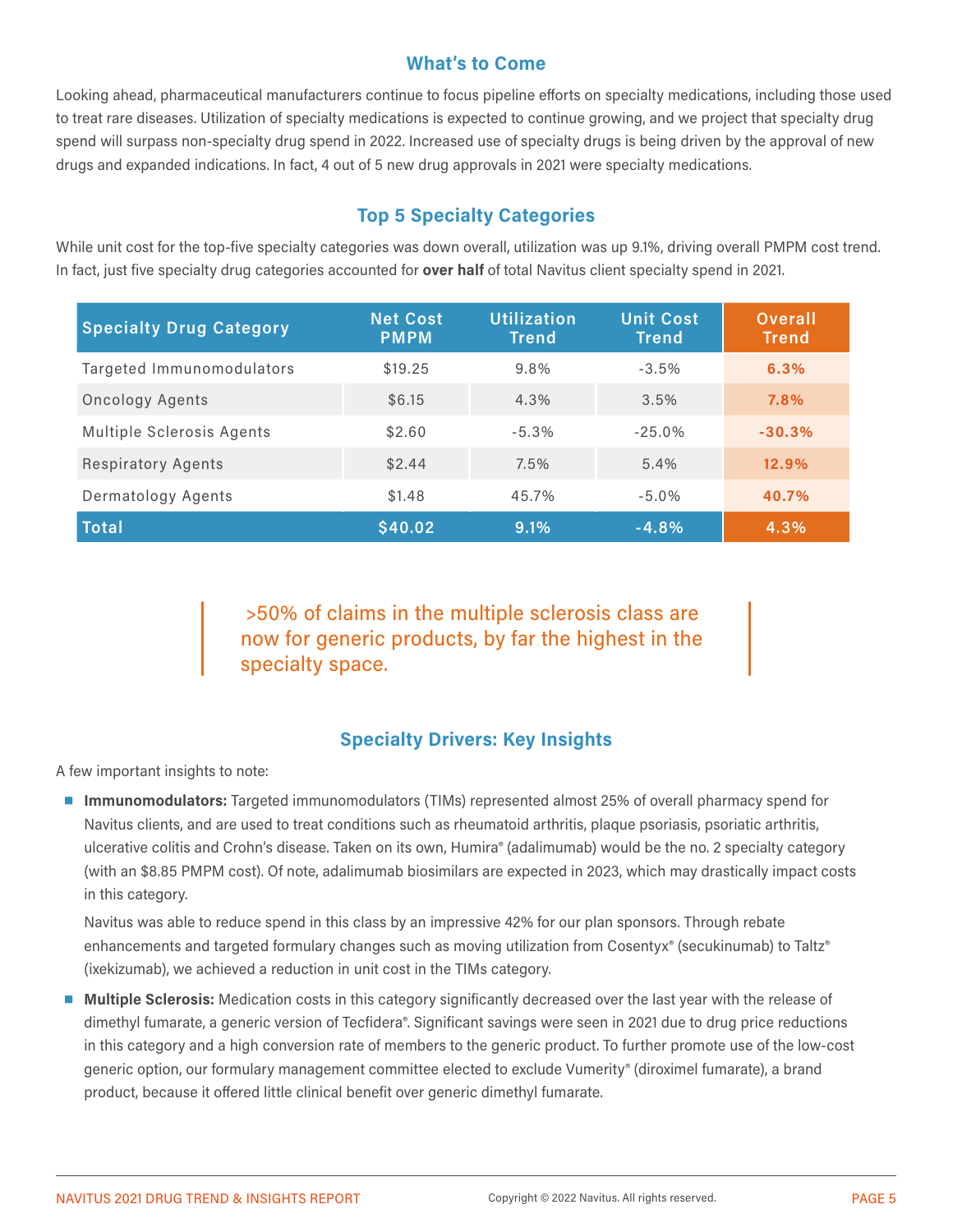## What's to Come

Looking ahead, pharmaceutical manufacturers continue to focus pipeline efforts on specialty medications, including those used to treat rare diseases. Utilization of specialty medications is expected to continue growing, and we project that specialty drug spend will surpass non-specialty drug spend in 2022. Increased use of specialty drugs is being driven by the approval of new drugs and expanded indications. In fact, 4 out of 5 new drug approvals in 2021 were specialty medications.

## Top 5 Specialty Categories

While unit cost for the top-five specialty categories was down overall, utilization was up 9.1%, driving overall PMPM cost trend. In fact, just five specialty drug categories accounted for **over half** of total Navitus client specialty spend in 2021.

| Specialty Drug Category | Net Cost PMPM | Utilization Trend | Unit Cost Trend | Overall Trend |
|---|---|---|---|---|
| Targeted Immunomodulators | $19.25 | 9.8% | -3.5% | 6.3% |
| Oncology Agents | $6.15 | 4.3% | 3.5% | 7.8% |
| Multiple Sclerosis Agents | $2.60 | -5.3% | -25.0% | -30.3% |
| Respiratory Agents | $2.44 | 7.5% | 5.4% | 12.9% |
| Dermatology Agents | $1.48 | 45.7% | -5.0% | 40.7% |
| **Total** | **$40.02** | **9.1%** | **-4.8%** | **4.3%** |

>50% of claims in the multiple sclerosis class are now for generic products, by far the highest in the specialty space.

## Specialty Drivers: Key Insights

A few important insights to note:

- **Immunomodulators:** Targeted immunomodulators (TIMs) represented almost 25% of overall pharmacy spend for Navitus clients, and are used to treat conditions such as rheumatoid arthritis, plaque psoriasis, psoriatic arthritis, ulcerative colitis and Crohn's disease. Taken on its own, Humira® (adalimumab) would be the no. 2 specialty category (with an $8.85 PMPM cost). Of note, adalimumab biosimilars are expected in 2023, which may drastically impact costs in this category.

  Navitus was able to reduce spend in this class by an impressive 42% for our plan sponsors. Through rebate enhancements and targeted formulary changes such as moving utilization from Cosentyx® (secukinumab) to Taltz® (ixekizumab), we achieved a reduction in unit cost in the TIMs category.

- **Multiple Sclerosis:** Medication costs in this category significantly decreased over the last year with the release of dimethyl fumarate, a generic version of Tecfidera®. Significant savings were seen in 2021 due to drug price reductions in this category and a high conversion rate of members to the generic product. To further promote use of the low-cost generic option, our formulary management committee elected to exclude Vumerity® (diroximel fumarate), a brand product, because it offered little clinical benefit over generic dimethyl fumarate.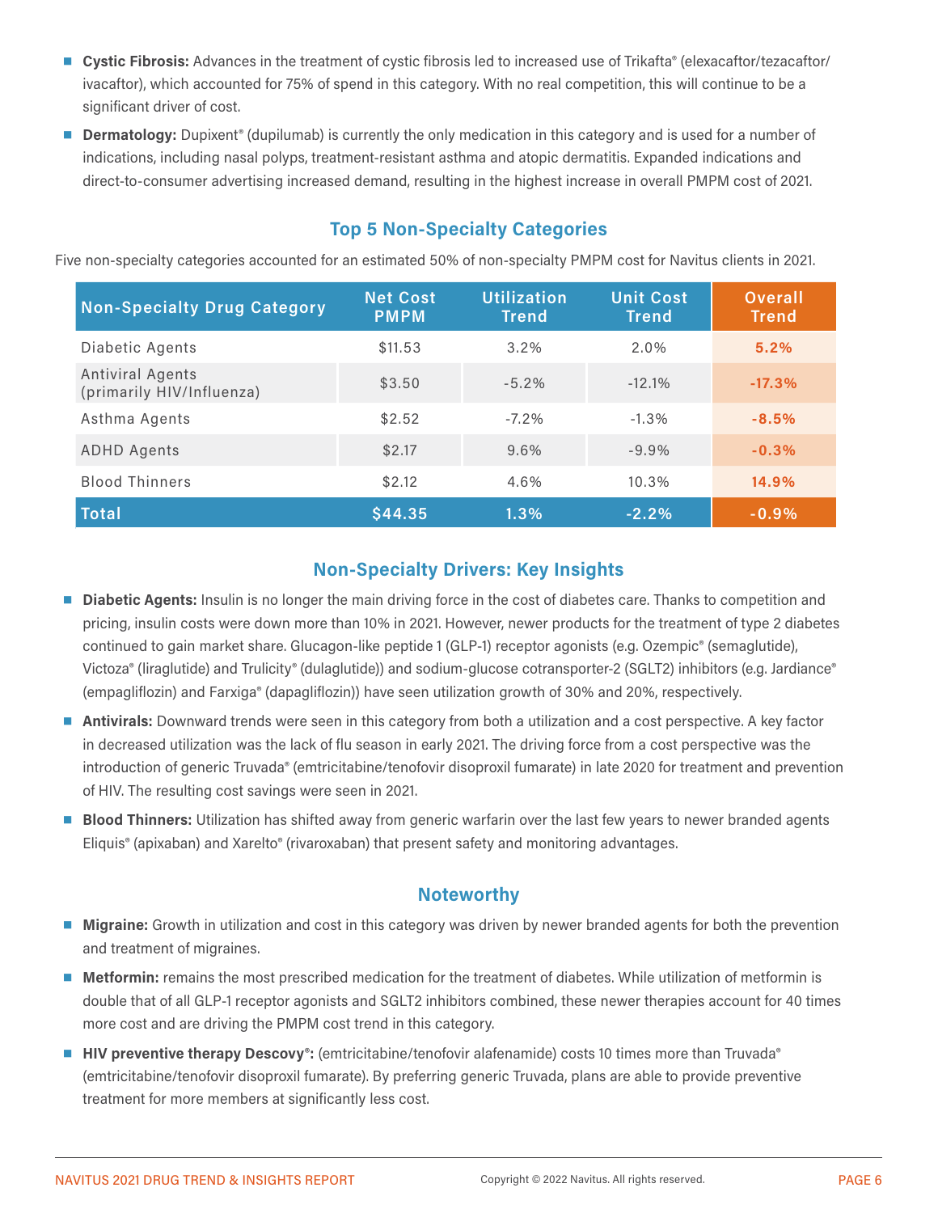- **Cystic Fibrosis:** Advances in the treatment of cystic fibrosis led to increased use of Trikafta® (elexacaftor/tezacaftor/ivacaftor), which accounted for 75% of spend in this category. With no real competition, this will continue to be a significant driver of cost.
- **Dermatology:** Dupixent® (dupilumab) is currently the only medication in this category and is used for a number of indications, including nasal polyps, treatment-resistant asthma and atopic dermatitis. Expanded indications and direct-to-consumer advertising increased demand, resulting in the highest increase in overall PMPM cost of 2021.

## Top 5 Non-Specialty Categories

Five non-specialty categories accounted for an estimated 50% of non-specialty PMPM cost for Navitus clients in 2021.

| Non-Specialty Drug Category | Net Cost PMPM | Utilization Trend | Unit Cost Trend | Overall Trend |
|---|---|---|---|---|
| Diabetic Agents | $11.53 | 3.2% | 2.0% | 5.2% |
| Antiviral Agents (primarily HIV/Influenza) | $3.50 | -5.2% | -12.1% | -17.3% |
| Asthma Agents | $2.52 | -7.2% | -1.3% | -8.5% |
| ADHD Agents | $2.17 | 9.6% | -9.9% | -0.3% |
| Blood Thinners | $2.12 | 4.6% | 10.3% | 14.9% |
| **Total** | **$44.35** | **1.3%** | **-2.2%** | **-0.9%** |

## Non-Specialty Drivers: Key Insights

- **Diabetic Agents:** Insulin is no longer the main driving force in the cost of diabetes care. Thanks to competition and pricing, insulin costs were down more than 10% in 2021. However, newer products for the treatment of type 2 diabetes continued to gain market share. Glucagon-like peptide 1 (GLP-1) receptor agonists (e.g. Ozempic® (semaglutide), Victoza® (liraglutide) and Trulicity® (dulaglutide)) and sodium-glucose cotransporter-2 (SGLT2) inhibitors (e.g. Jardiance® (empagliflozin) and Farxiga® (dapagliflozin)) have seen utilization growth of 30% and 20%, respectively.
- **Antivirals:** Downward trends were seen in this category from both a utilization and a cost perspective. A key factor in decreased utilization was the lack of flu season in early 2021. The driving force from a cost perspective was the introduction of generic Truvada® (emtricitabine/tenofovir disoproxil fumarate) in late 2020 for treatment and prevention of HIV. The resulting cost savings were seen in 2021.
- **Blood Thinners:** Utilization has shifted away from generic warfarin over the last few years to newer branded agents Eliquis® (apixaban) and Xarelto® (rivaroxaban) that present safety and monitoring advantages.

## Noteworthy

- **Migraine:** Growth in utilization and cost in this category was driven by newer branded agents for both the prevention and treatment of migraines.
- **Metformin:** remains the most prescribed medication for the treatment of diabetes. While utilization of metformin is double that of all GLP-1 receptor agonists and SGLT2 inhibitors combined, these newer therapies account for 40 times more cost and are driving the PMPM cost trend in this category.
- **HIV preventive therapy Descovy®:** (emtricitabine/tenofovir alafenamide) costs 10 times more than Truvada® (emtricitabine/tenofovir disoproxil fumarate). By preferring generic Truvada, plans are able to provide preventive treatment for more members at significantly less cost.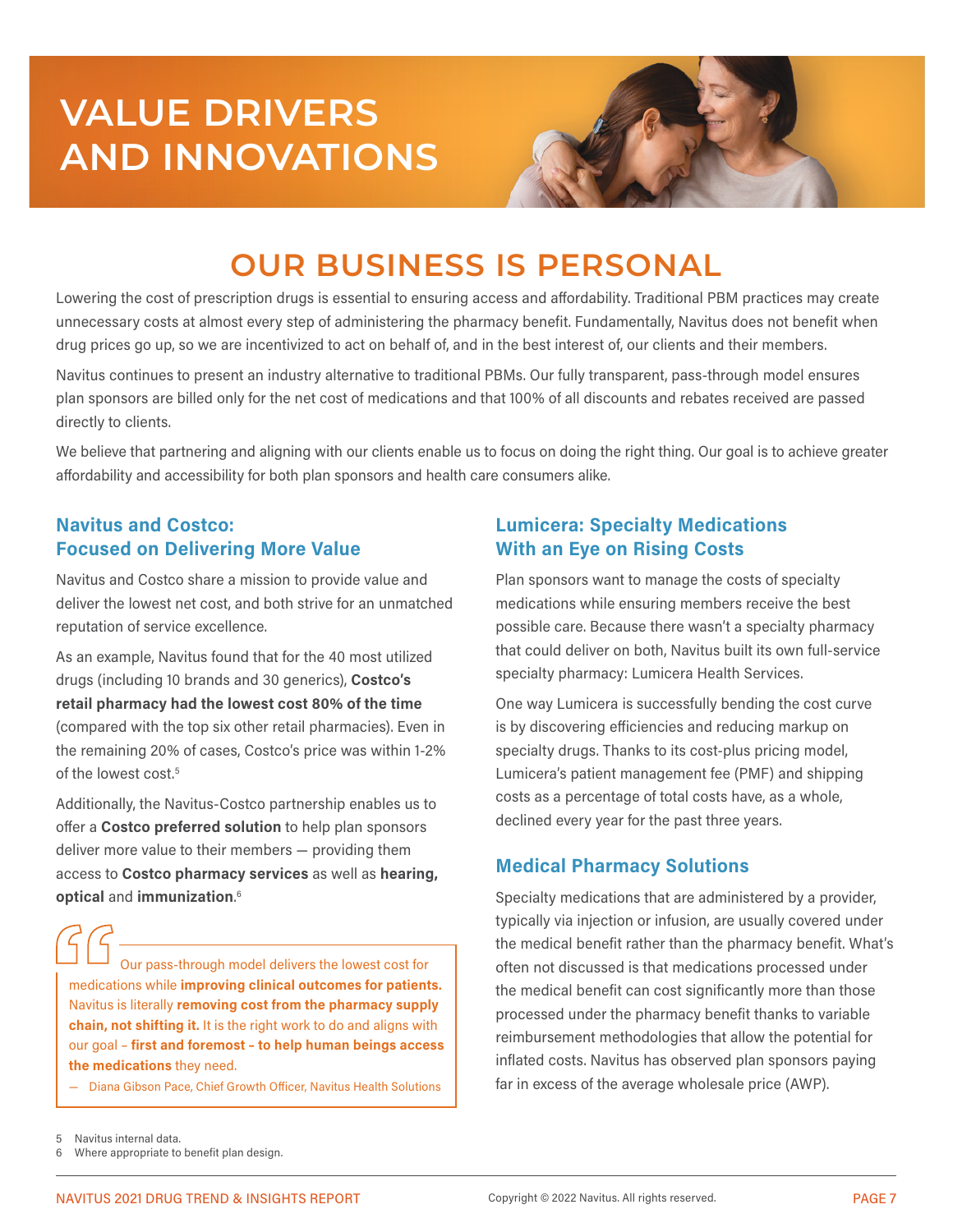# VALUE DRIVERS AND INNOVATIONS

## OUR BUSINESS IS PERSONAL

Lowering the cost of prescription drugs is essential to ensuring access and affordability. Traditional PBM practices may create unnecessary costs at almost every step of administering the pharmacy benefit. Fundamentally, Navitus does not benefit when drug prices go up, so we are incentivized to act on behalf of, and in the best interest of, our clients and their members.

Navitus continues to present an industry alternative to traditional PBMs. Our fully transparent, pass-through model ensures plan sponsors are billed only for the net cost of medications and that 100% of all discounts and rebates received are passed directly to clients.

We believe that partnering and aligning with our clients enable us to focus on doing the right thing. Our goal is to achieve greater affordability and accessibility for both plan sponsors and health care consumers alike.

### Navitus and Costco: Focused on Delivering More Value

Navitus and Costco share a mission to provide value and deliver the lowest net cost, and both strive for an unmatched reputation of service excellence.

As an example, Navitus found that for the 40 most utilized drugs (including 10 brands and 30 generics), **Costco's retail pharmacy had the lowest cost 80% of the time** (compared with the top six other retail pharmacies). Even in the remaining 20% of cases, Costco's price was within 1-2% of the lowest cost.[5]

Additionally, the Navitus-Costco partnership enables us to offer a **Costco preferred solution** to help plan sponsors deliver more value to their members — providing them access to **Costco pharmacy services** as well as **hearing, optical** and **immunization**.[6]

> Our pass-through model delivers the lowest cost for medications while **improving clinical outcomes for patients.** Navitus is literally **removing cost from the pharmacy supply chain, not shifting it.** It is the right work to do and aligns with our goal – **first and foremost – to help human beings access the medications** they need.
>
> — Diana Gibson Pace, Chief Growth Officer, Navitus Health Solutions

### Lumicera: Specialty Medications With an Eye on Rising Costs

Plan sponsors want to manage the costs of specialty medications while ensuring members receive the best possible care. Because there wasn't a specialty pharmacy that could deliver on both, Navitus built its own full-service specialty pharmacy: Lumicera Health Services.

One way Lumicera is successfully bending the cost curve is by discovering efficiencies and reducing markup on specialty drugs. Thanks to its cost-plus pricing model, Lumicera's patient management fee (PMF) and shipping costs as a percentage of total costs have, as a whole, declined every year for the past three years.

### Medical Pharmacy Solutions

Specialty medications that are administered by a provider, typically via injection or infusion, are usually covered under the medical benefit rather than the pharmacy benefit. What's often not discussed is that medications processed under the medical benefit can cost significantly more than those processed under the pharmacy benefit thanks to variable reimbursement methodologies that allow the potential for inflated costs. Navitus has observed plan sponsors paying far in excess of the average wholesale price (AWP).

5 Navitus internal data.
6 Where appropriate to benefit plan design.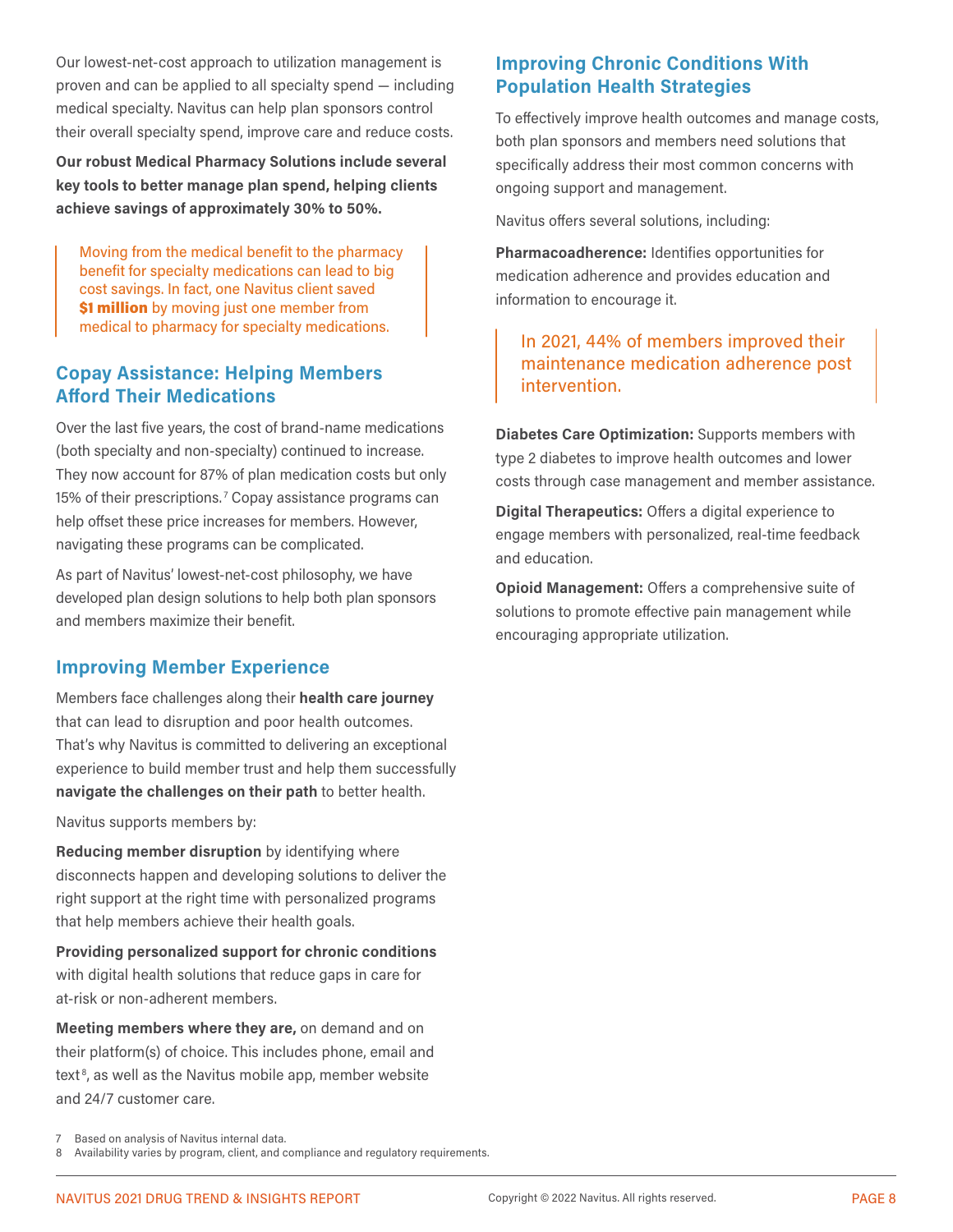Our lowest-net-cost approach to utilization management is proven and can be applied to all specialty spend — including medical specialty. Navitus can help plan sponsors control their overall specialty spend, improve care and reduce costs.

**Our robust Medical Pharmacy Solutions include several key tools to better manage plan spend, helping clients achieve savings of approximately 30% to 50%.**

> Moving from the medical benefit to the pharmacy benefit for specialty medications can lead to big cost savings. In fact, one Navitus client saved **$1 million** by moving just one member from medical to pharmacy for specialty medications.

## Copay Assistance: Helping Members Afford Their Medications

Over the last five years, the cost of brand-name medications (both specialty and non-specialty) continued to increase. They now account for 87% of plan medication costs but only 15% of their prescriptions.[7] Copay assistance programs can help offset these price increases for members. However, navigating these programs can be complicated.

As part of Navitus' lowest-net-cost philosophy, we have developed plan design solutions to help both plan sponsors and members maximize their benefit.

## Improving Member Experience

Members face challenges along their **health care journey** that can lead to disruption and poor health outcomes. That's why Navitus is committed to delivering an exceptional experience to build member trust and help them successfully **navigate the challenges on their path** to better health.

Navitus supports members by:

**Reducing member disruption** by identifying where disconnects happen and developing solutions to deliver the right support at the right time with personalized programs that help members achieve their health goals.

**Providing personalized support for chronic conditions** with digital health solutions that reduce gaps in care for at-risk or non-adherent members.

**Meeting members where they are,** on demand and on their platform(s) of choice. This includes phone, email and text[8], as well as the Navitus mobile app, member website and 24/7 customer care.

## Improving Chronic Conditions With Population Health Strategies

To effectively improve health outcomes and manage costs, both plan sponsors and members need solutions that specifically address their most common concerns with ongoing support and management.

Navitus offers several solutions, including:

**Pharmacoadherence:** Identifies opportunities for medication adherence and provides education and information to encourage it.

> In 2021, 44% of members improved their maintenance medication adherence post intervention.

**Diabetes Care Optimization:** Supports members with type 2 diabetes to improve health outcomes and lower costs through case management and member assistance.

**Digital Therapeutics:** Offers a digital experience to engage members with personalized, real-time feedback and education.

**Opioid Management:** Offers a comprehensive suite of solutions to promote effective pain management while encouraging appropriate utilization.

---

7 Based on analysis of Navitus internal data.
8 Availability varies by program, client, and compliance and regulatory requirements.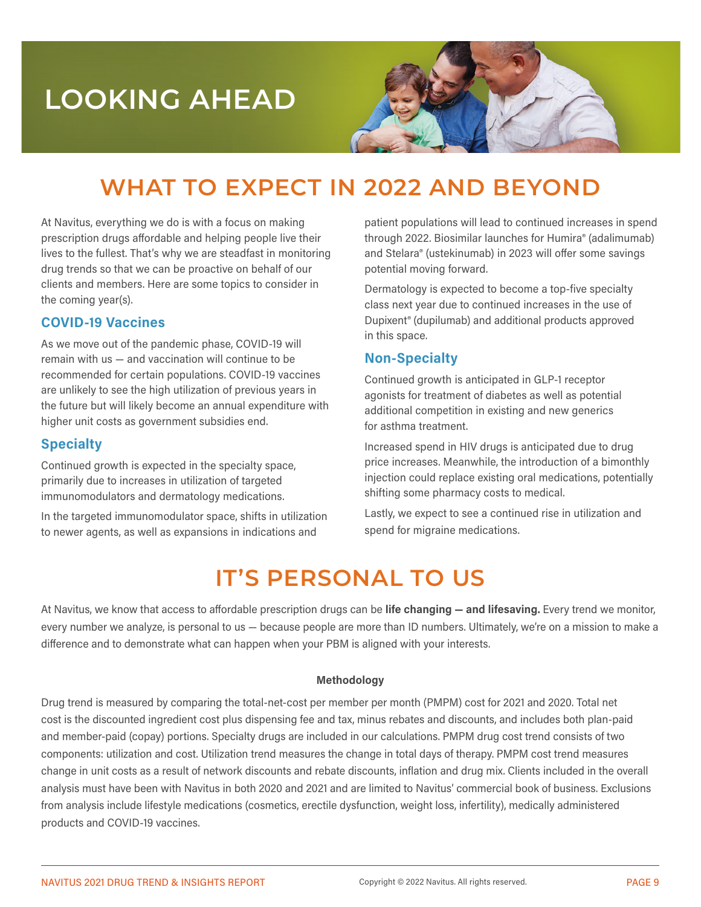# LOOKING AHEAD

## WHAT TO EXPECT IN 2022 AND BEYOND

At Navitus, everything we do is with a focus on making prescription drugs affordable and helping people live their lives to the fullest. That's why we are steadfast in monitoring drug trends so that we can be proactive on behalf of our clients and members. Here are some topics to consider in the coming year(s).

### COVID-19 Vaccines

As we move out of the pandemic phase, COVID-19 will remain with us — and vaccination will continue to be recommended for certain populations. COVID-19 vaccines are unlikely to see the high utilization of previous years in the future but will likely become an annual expenditure with higher unit costs as government subsidies end.

### Specialty

Continued growth is expected in the specialty space, primarily due to increases in utilization of targeted immunomodulators and dermatology medications.

In the targeted immunomodulator space, shifts in utilization to newer agents, as well as expansions in indications and patient populations will lead to continued increases in spend through 2022. Biosimilar launches for Humira® (adalimumab) and Stelara® (ustekinumab) in 2023 will offer some savings potential moving forward.

Dermatology is expected to become a top-five specialty class next year due to continued increases in the use of Dupixent® (dupilumab) and additional products approved in this space.

### Non-Specialty

Continued growth is anticipated in GLP-1 receptor agonists for treatment of diabetes as well as potential additional competition in existing and new generics for asthma treatment.

Increased spend in HIV drugs is anticipated due to drug price increases. Meanwhile, the introduction of a bimonthly injection could replace existing oral medications, potentially shifting some pharmacy costs to medical.

Lastly, we expect to see a continued rise in utilization and spend for migraine medications.

## IT'S PERSONAL TO US

At Navitus, we know that access to affordable prescription drugs can be **life changing — and lifesaving.** Every trend we monitor, every number we analyze, is personal to us — because people are more than ID numbers. Ultimately, we're on a mission to make a difference and to demonstrate what can happen when your PBM is aligned with your interests.

**Methodology**

Drug trend is measured by comparing the total-net-cost per member per month (PMPM) cost for 2021 and 2020. Total net cost is the discounted ingredient cost plus dispensing fee and tax, minus rebates and discounts, and includes both plan-paid and member-paid (copay) portions. Specialty drugs are included in our calculations. PMPM drug cost trend consists of two components: utilization and cost. Utilization trend measures the change in total days of therapy. PMPM cost trend measures change in unit costs as a result of network discounts and rebate discounts, inflation and drug mix. Clients included in the overall analysis must have been with Navitus in both 2020 and 2021 and are limited to Navitus' commercial book of business. Exclusions from analysis include lifestyle medications (cosmetics, erectile dysfunction, weight loss, infertility), medically administered products and COVID-19 vaccines.